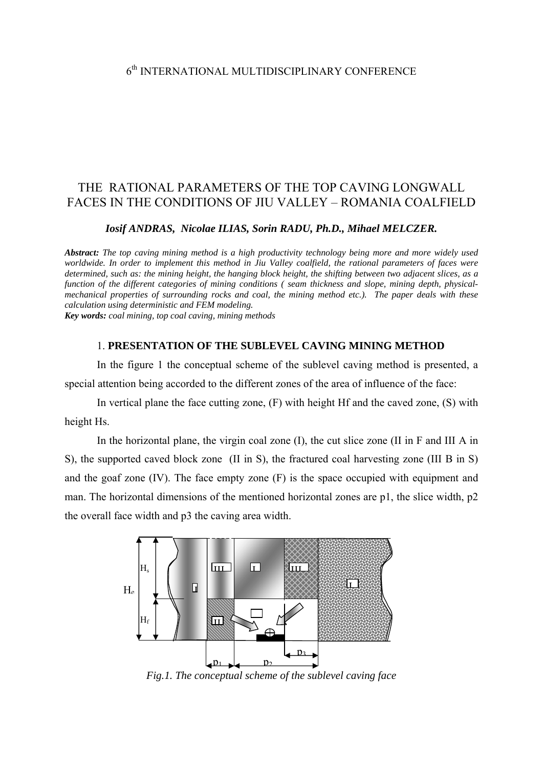6th INTERNATIONAL MULTIDISCIPLINARY CONFERENCE

# THE RATIONAL PARAMETERS OF THE TOP CAVING LONGWALL FACES IN THE CONDITIONS OF JIU VALLEY – ROMANIA COALFIELD

***Iosif ANDRAS, Nicolae ILIAS, Sorin RADU, Ph.D., Mihael MELCZER.***

***Abstract:*** *The top caving mining method is a high productivity technology being more and more widely used worldwide. In order to implement this method in Jiu Valley coalfield, the rational parameters of faces were determined, such as: the mining height, the hanging block height, the shifting between two adjacent slices, as a function of the different categories of mining conditions ( seam thickness and slope, mining depth, physical-mechanical properties of surrounding rocks and coal, the mining method etc.). The paper deals with these calculation using deterministic and FEM modeling.*

***Key words:*** *coal mining, top coal caving, mining methods*

## 1. PRESENTATION OF THE SUBLEVEL CAVING MINING METHOD

In the figure 1 the conceptual scheme of the sublevel caving method is presented, a special attention being accorded to the different zones of the area of influence of the face:

In vertical plane the face cutting zone, (F) with height Hf and the caved zone, (S) with height Hs.

In the horizontal plane, the virgin coal zone (I), the cut slice zone (II in F and III A in S), the supported caved block zone (II in S), the fractured coal harvesting zone (III B in S) and the goaf zone (IV). The face empty zone (F) is the space occupied with equipment and man. The horizontal dimensions of the mentioned horizontal zones are p1, the slice width, p2 the overall face width and p3 the caving area width.

*Fig.1. The conceptual scheme of the sublevel caving face*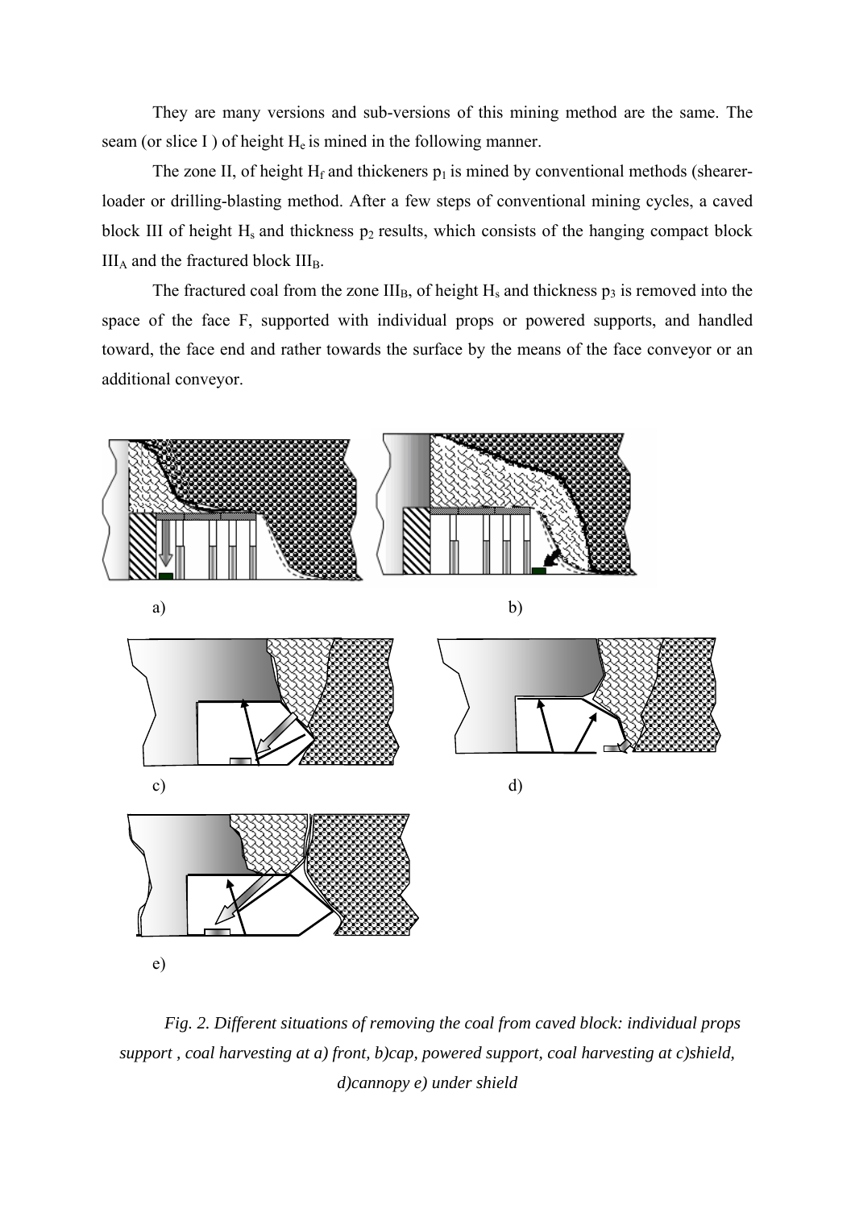They are many versions and sub-versions of this mining method are the same. The seam (or slice I ) of height $H_e$ is mined in the following manner.

The zone II, of height $H_f$ and thickeners $p_1$ is mined by conventional methods (shearer-loader or drilling-blasting method. After a few steps of conventional mining cycles, a caved block III of height $H_s$ and thickness $p_2$ results, which consists of the hanging compact block $III_A$ and the fractured block $III_B$.

The fractured coal from the zone $III_B$, of height $H_s$ and thickness $p_3$ is removed into the space of the face F, supported with individual props or powered supports, and handled toward, the face end and rather towards the surface by the means of the face conveyor or an additional conveyor.

a)

b)

c)

d)

e)

*Fig. 2. Different situations of removing the coal from caved block: individual props support , coal harvesting at a) front, b)cap, powered support, coal harvesting at c)shield, d)cannopy e) under shield*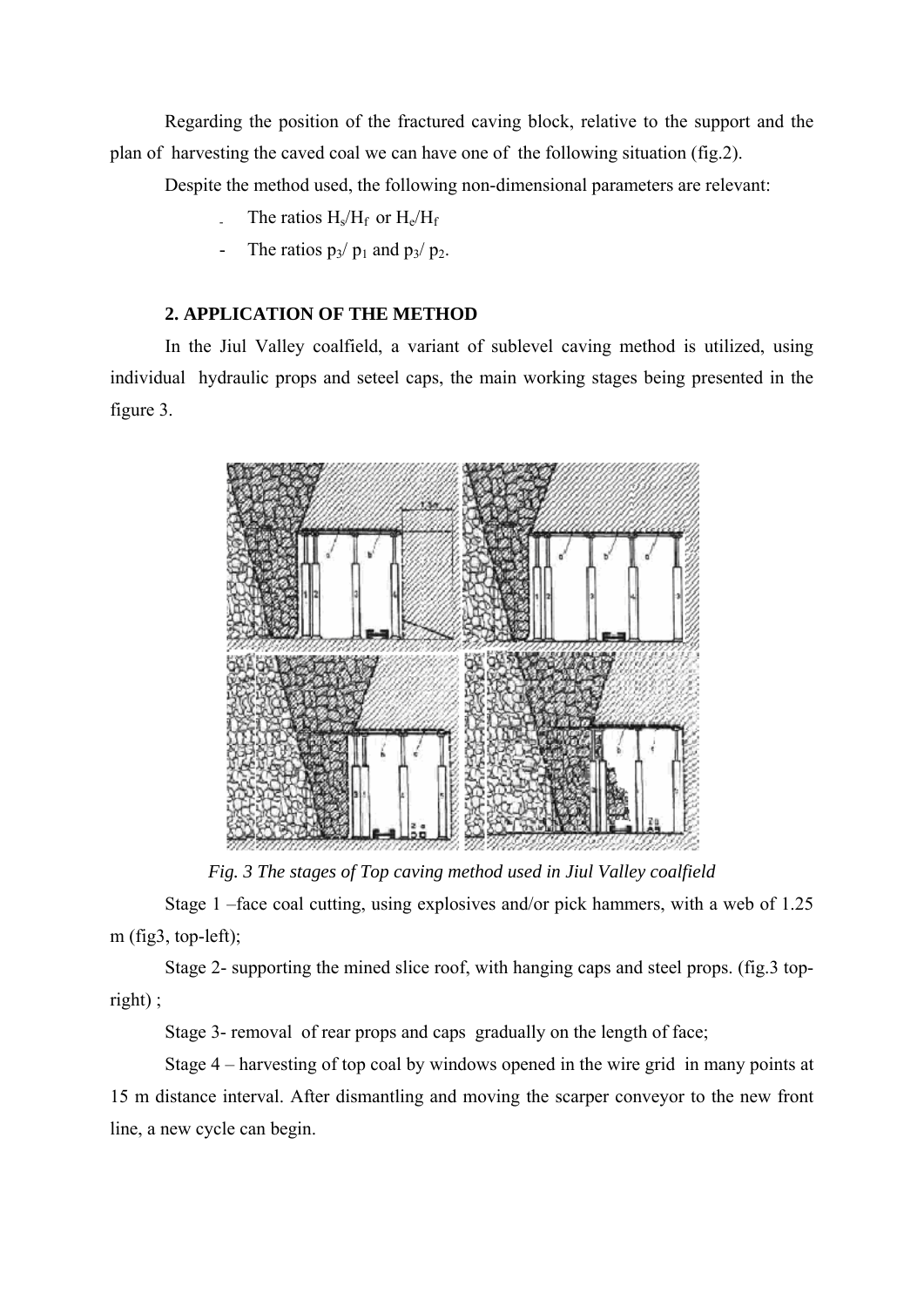Regarding the position of the fractured caving block, relative to the support and the plan of harvesting the caved coal we can have one of the following situation (fig.2).

Despite the method used, the following non-dimensional parameters are relevant:

- The ratios $H_s/H_f$ or $H_e/H_f$
- The ratios $p_3/p_1$ and $p_3/p_2$.

## 2. APPLICATION OF THE METHOD

In the Jiul Valley coalfield, a variant of sublevel caving method is utilized, using individual hydraulic props and seteel caps, the main working stages being presented in the figure 3.

*Fig. 3 The stages of Top caving method used in Jiul Valley coalfield*

Stage 1 –face coal cutting, using explosives and/or pick hammers, with a web of 1.25 m (fig3, top-left);

Stage 2- supporting the mined slice roof, with hanging caps and steel props. (fig.3 top-right) ;

Stage 3- removal of rear props and caps gradually on the length of face;

Stage 4 – harvesting of top coal by windows opened in the wire grid in many points at 15 m distance interval. After dismantling and moving the scarper conveyor to the new front line, a new cycle can begin.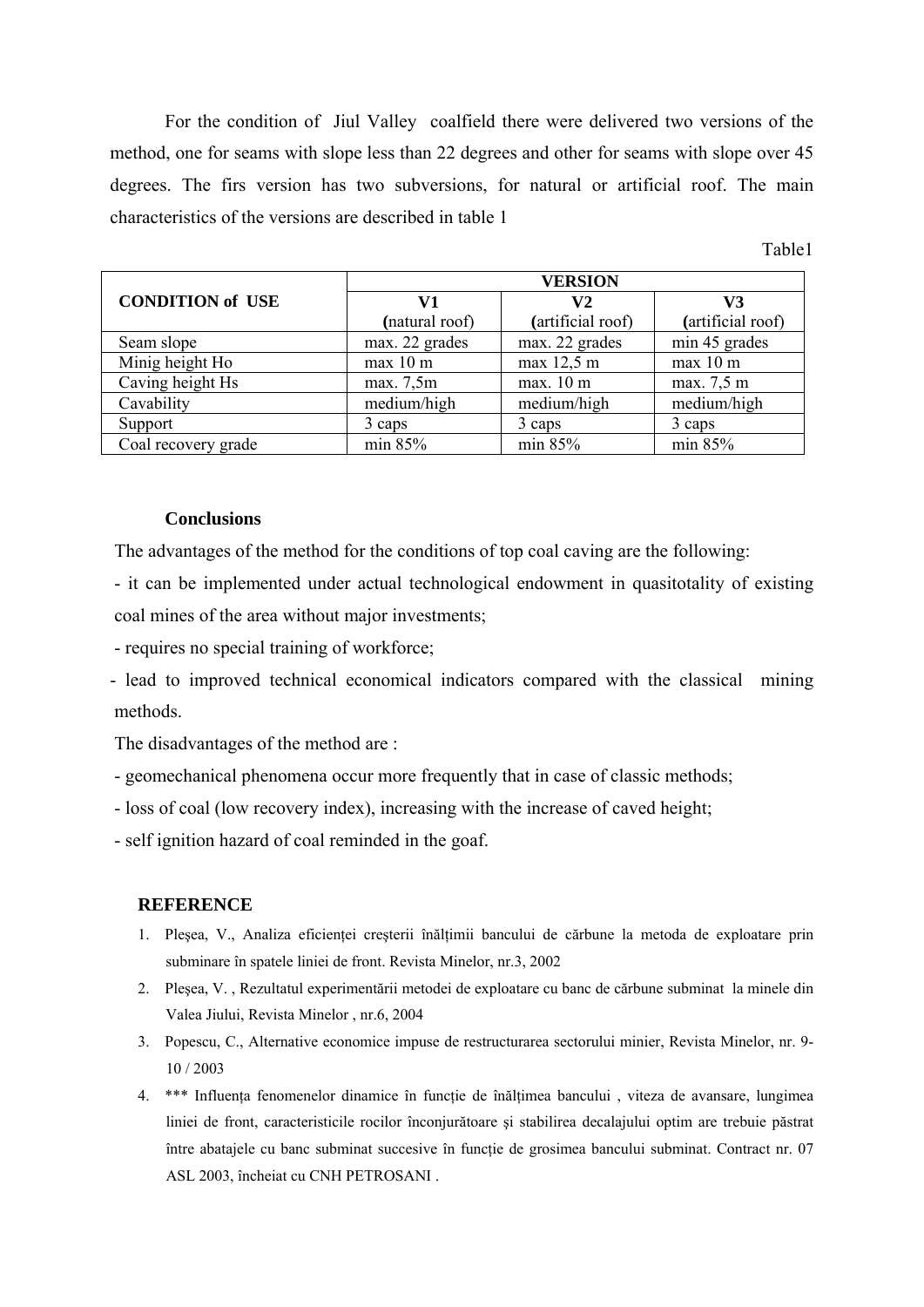For the condition of Jiul Valley coalfield there were delivered two versions of the method, one for seams with slope less than 22 degrees and other for seams with slope over 45 degrees. The firs version has two subversions, for natural or artificial roof. The main characteristics of the versions are described in table 1

Table1

| CONDITION of USE | VERSION | | |
|---|---|---|---|
| | V1 (natural roof) | V2 (artificial roof) | V3 (artificial roof) |
| Seam slope | max. 22 grades | max. 22 grades | min 45 grades |
| Minig height Ho | max 10 m | max 12,5 m | max 10 m |
| Caving height Hs | max. 7,5m | max. 10 m | max. 7,5 m |
| Cavability | medium/high | medium/high | medium/high |
| Support | 3 caps | 3 caps | 3 caps |
| Coal recovery grade | min 85% | min 85% | min 85% |

## Conclusions

The advantages of the method for the conditions of top coal caving are the following:

- it can be implemented under actual technological endowment in quasitotality of existing coal mines of the area without major investments;
- requires no special training of workforce;
- lead to improved technical economical indicators compared with the classical mining methods.

The disadvantages of the method are :

- geomechanical phenomena occur more frequently that in case of classic methods;
- loss of coal (low recovery index), increasing with the increase of caved height;
- self ignition hazard of coal reminded in the goaf.

## REFERENCE

1. Pleşea, V., Analiza eficienţei creşterii înălţimii bancului de cărbune la metoda de exploatare prin subminare în spatele liniei de front. Revista Minelor, nr.3, 2002
2. Pleşea, V. , Rezultatul experimentării metodei de exploatare cu banc de cărbune subminat la minele din Valea Jiului, Revista Minelor , nr.6, 2004
3. Popescu, C., Alternative economice impuse de restructurarea sectorului minier, Revista Minelor, nr. 9-10 / 2003
4. *** Influenţa fenomenelor dinamice în funcţie de înălţimea bancului , viteza de avansare, lungimea liniei de front, caracteristicile rocilor înconjurătoare şi stabilirea decalajului optim are trebuie păstrat între abatajele cu banc subminat succesive în funcţie de grosimea bancului subminat. Contract nr. 07 ASL 2003, încheiat cu CNH PETROSANI .